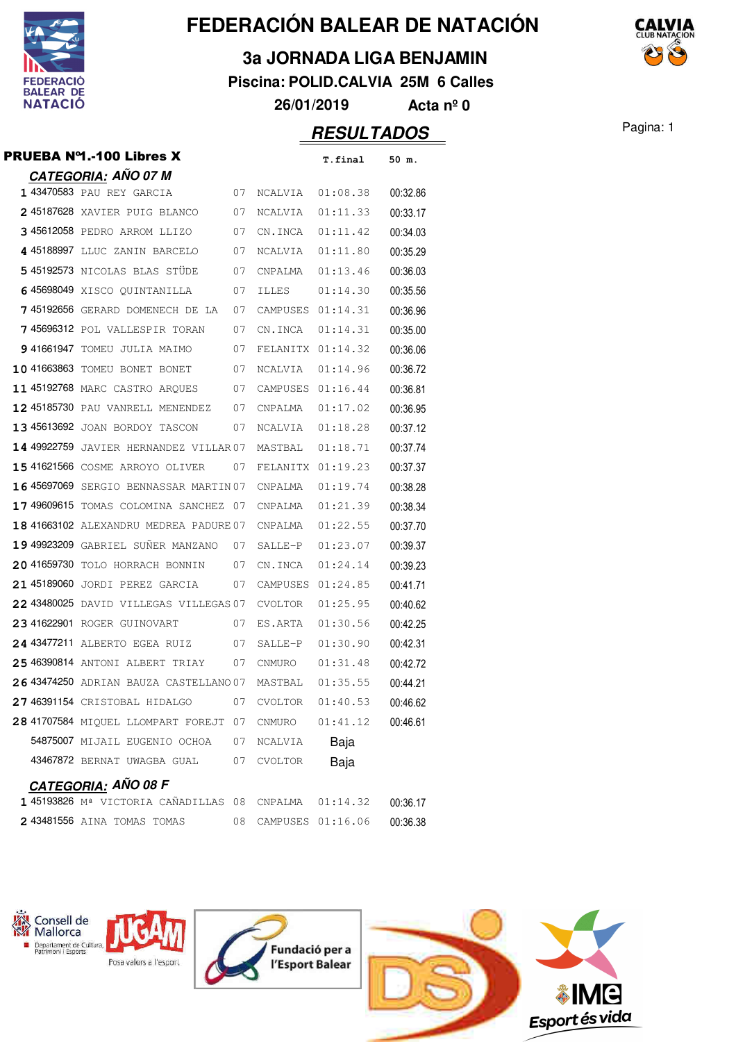# FEDERACIÓN BALEAR DE NATACIÓN

## 3a JORNADA LIGA BENJAMIN

**Piscina: POLID.CALVIA 25M 6 Calles**

**26/01/2019 Acta nº 0**

## RESULTADOS

### PRUEBA Nº1.-100 Libres X

#### CATEGORIA: AÑO 07 M

| Pos | Licencia | Nombre | Año | Club | T.final | 50 m. |
|---|---|---|---|---|---|---|
| 1 | 43470583 | PAU REY GARCIA | 07 | NCALVIA | 01:08.38 | 00:32.86 |
| 2 | 45187628 | XAVIER PUIG BLANCO | 07 | NCALVIA | 01:11.33 | 00:33.17 |
| 3 | 45612058 | PEDRO ARROM LLIZO | 07 | CN.INCA | 01:11.42 | 00:34.03 |
| 4 | 45188997 | LLUC ZANIN BARCELO | 07 | NCALVIA | 01:11.80 | 00:35.29 |
| 5 | 45192573 | NICOLAS BLAS STÜDE | 07 | CNPALMA | 01:13.46 | 00:36.03 |
| 6 | 45698049 | XISCO QUINTANILLA | 07 | ILLES | 01:14.30 | 00:35.56 |
| 7 | 45192656 | GERARD DOMENECH DE LA | 07 | CAMPUSES | 01:14.31 | 00:36.96 |
| 7 | 45696312 | POL VALLESPIR TORAN | 07 | CN.INCA | 01:14.31 | 00:35.00 |
| 9 | 41661947 | TOMEU JULIA MAIMO | 07 | FELANITX | 01:14.32 | 00:36.06 |
| 10 | 41663863 | TOMEU BONET BONET | 07 | NCALVIA | 01:14.96 | 00:36.72 |
| 11 | 45192768 | MARC CASTRO ARQUES | 07 | CAMPUSES | 01:16.44 | 00:36.81 |
| 12 | 45185730 | PAU VANRELL MENENDEZ | 07 | CNPALMA | 01:17.02 | 00:36.95 |
| 13 | 45613692 | JOAN BORDOY TASCON | 07 | NCALVIA | 01:18.28 | 00:37.12 |
| 14 | 49922759 | JAVIER HERNANDEZ VILLAR | 07 | MASTBAL | 01:18.71 | 00:37.74 |
| 15 | 41621566 | COSME ARROYO OLIVER | 07 | FELANITX | 01:19.23 | 00:37.37 |
| 16 | 45697069 | SERGIO BENNASSAR MARTIN | 07 | CNPALMA | 01:19.74 | 00:38.28 |
| 17 | 49609615 | TOMAS COLOMINA SANCHEZ | 07 | CNPALMA | 01:21.39 | 00:38.34 |
| 18 | 41663102 | ALEXANDRU MEDREA PADURE | 07 | CNPALMA | 01:22.55 | 00:37.70 |
| 19 | 49923209 | GABRIEL SUÑER MANZANO | 07 | SALLE-P | 01:23.07 | 00:39.37 |
| 20 | 41659730 | TOLO HORRACH BONNIN | 07 | CN.INCA | 01:24.14 | 00:39.23 |
| 21 | 45189060 | JORDI PEREZ GARCIA | 07 | CAMPUSES | 01:24.85 | 00:41.71 |
| 22 | 43480025 | DAVID VILLEGAS VILLEGAS | 07 | CVOLTOR | 01:25.95 | 00:40.62 |
| 23 | 41622901 | ROGER GUINOVART | 07 | ES.ARTA | 01:30.56 | 00:42.25 |
| 24 | 43477211 | ALBERTO EGEA RUIZ | 07 | SALLE-P | 01:30.90 | 00:42.31 |
| 25 | 46390814 | ANTONI ALBERT TRIAY | 07 | CNMURO | 01:31.48 | 00:42.72 |
| 26 | 43474250 | ADRIAN BAUZA CASTELLANO | 07 | MASTBAL | 01:35.55 | 00:44.21 |
| 27 | 46391154 | CRISTOBAL HIDALGO | 07 | CVOLTOR | 01:40.53 | 00:46.62 |
| 28 | 41707584 | MIQUEL LLOMPART FOREJT | 07 | CNMURO | 01:41.12 | 00:46.61 |
| | 54875007 | MIJAIL EUGENIO OCHOA | 07 | NCALVIA | Baja | |
| | 43467872 | BERNAT UWAGBA GUAL | 07 | CVOLTOR | Baja | |

#### CATEGORIA: AÑO 08 F

| Pos | Licencia | Nombre | Año | Club | T.final | 50 m. |
|---|---|---|---|---|---|---|
| 1 | 45193826 | Mª VICTORIA CAÑADILLAS | 08 | CNPALMA | 01:14.32 | 00:36.17 |
| 2 | 43481556 | AINA TOMAS TOMAS | 08 | CAMPUSES | 01:16.06 | 00:36.38 |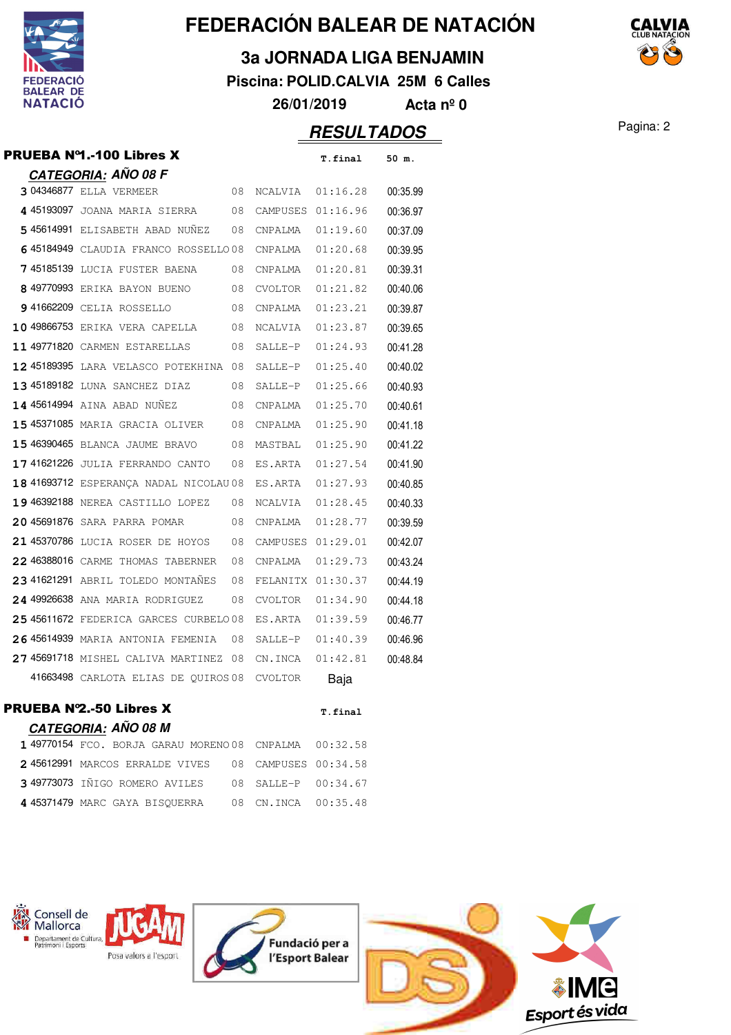# FEDERACIÓN BALEAR DE NATACIÓN

## 3a JORNADA LIGA BENJAMIN

**Piscina: POLID.CALVIA 25M 6 Calles**

**26/01/2019 Acta nº 0**

## *RESULTADOS*

### PRUEBA Nº1.-100 Libres X

***CATEGORIA:* AÑO 08 F**

| Pos. | Licencia | Nombre | Año | Club | T.final | 50 m. |
|---|---|---|---|---|---|---|
| 3 | 04346877 | ELLA VERMEER | 08 | NCALVIA | 01:16.28 | 00:35.99 |
| 4 | 45193097 | JOANA MARIA SIERRA | 08 | CAMPUSES | 01:16.96 | 00:36.97 |
| 5 | 45614991 | ELISABETH ABAD NUÑEZ | 08 | CNPALMA | 01:19.60 | 00:37.09 |
| 6 | 45184949 | CLAUDIA FRANCO ROSSELLO | 08 | CNPALMA | 01:20.68 | 00:39.95 |
| 7 | 45185139 | LUCIA FUSTER BAENA | 08 | CNPALMA | 01:20.81 | 00:39.31 |
| 8 | 49770993 | ERIKA BAYON BUENO | 08 | CVOLTOR | 01:21.82 | 00:40.06 |
| 9 | 41662209 | CELIA ROSSELLO | 08 | CNPALMA | 01:23.21 | 00:39.87 |
| 10 | 49866753 | ERIKA VERA CAPELLA | 08 | NCALVIA | 01:23.87 | 00:39.65 |
| 11 | 49771820 | CARMEN ESTARELLAS | 08 | SALLE-P | 01:24.93 | 00:41.28 |
| 12 | 45189395 | LARA VELASCO POTEKHINA | 08 | SALLE-P | 01:25.40 | 00:40.02 |
| 13 | 45189182 | LUNA SANCHEZ DIAZ | 08 | SALLE-P | 01:25.66 | 00:40.93 |
| 14 | 45614994 | AINA ABAD NUÑEZ | 08 | CNPALMA | 01:25.70 | 00:40.61 |
| 15 | 45371085 | MARIA GRACIA OLIVER | 08 | CNPALMA | 01:25.90 | 00:41.18 |
| 15 | 46390465 | BLANCA JAUME BRAVO | 08 | MASTBAL | 01:25.90 | 00:41.22 |
| 17 | 41621226 | JULIA FERRANDO CANTO | 08 | ES.ARTA | 01:27.54 | 00:41.90 |
| 18 | 41693712 | ESPERANÇA NADAL NICOLAU | 08 | ES.ARTA | 01:27.93 | 00:40.85 |
| 19 | 46392188 | NEREA CASTILLO LOPEZ | 08 | NCALVIA | 01:28.45 | 00:40.33 |
| 20 | 45691876 | SARA PARRA POMAR | 08 | CNPALMA | 01:28.77 | 00:39.59 |
| 21 | 45370786 | LUCIA ROSER DE HOYOS | 08 | CAMPUSES | 01:29.01 | 00:42.07 |
| 22 | 46388016 | CARME THOMAS TABERNER | 08 | CNPALMA | 01:29.73 | 00:43.24 |
| 23 | 41621291 | ABRIL TOLEDO MONTAÑES | 08 | FELANITX | 01:30.37 | 00:44.19 |
| 24 | 49926638 | ANA MARIA RODRIGUEZ | 08 | CVOLTOR | 01:34.90 | 00:44.18 |
| 25 | 45611672 | FEDERICA GARCES CURBELO | 08 | ES.ARTA | 01:39.59 | 00:46.77 |
| 26 | 45614939 | MARIA ANTONIA FEMENIA | 08 | SALLE-P | 01:40.39 | 00:46.96 |
| 27 | 45691718 | MISHEL CALIVA MARTINEZ | 08 | CN.INCA | 01:42.81 | 00:48.84 |
| | 41663498 | CARLOTA ELIAS DE QUIROS | 08 | CVOLTOR | Baja | |

### PRUEBA Nº2.-50 Libres X

***CATEGORIA:* AÑO 08 M**

| Pos. | Licencia | Nombre | Año | Club | T.final |
|---|---|---|---|---|---|
| 1 | 49770154 | FCO. BORJA GARAU MORENO | 08 | CNPALMA | 00:32.58 |
| 2 | 45612991 | MARCOS ERRALDE VIVES | 08 | CAMPUSES | 00:34.58 |
| 3 | 49773073 | IÑIGO ROMERO AVILES | 08 | SALLE-P | 00:34.67 |
| 4 | 45371479 | MARC GAYA BISQUERRA | 08 | CN.INCA | 00:35.48 |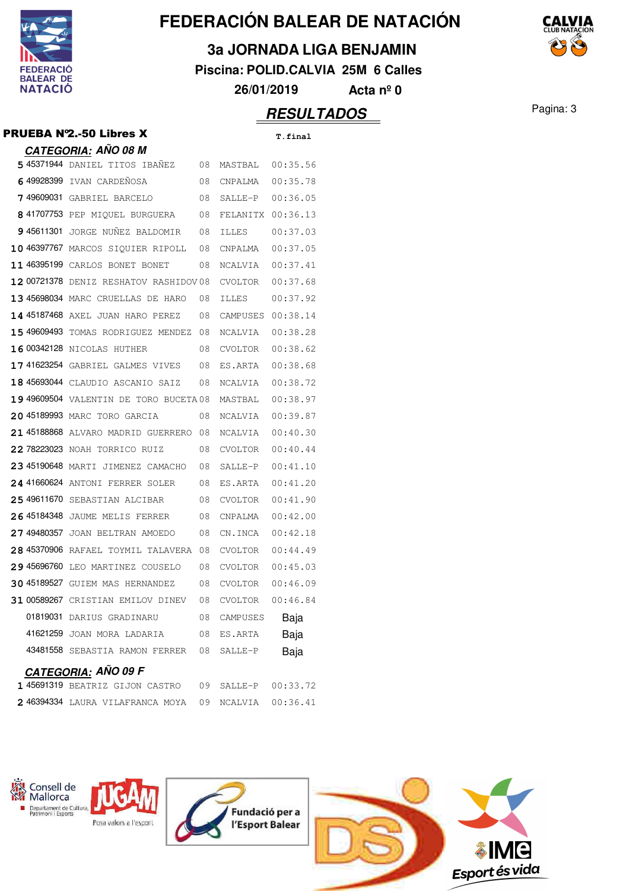# FEDERACIÓN BALEAR DE NATACIÓN

## 3a JORNADA LIGA BENJAMIN

**Piscina: POLID.CALVIA 25M 6 Calles**

**26/01/2019 Acta nº 0**

## *RESULTADOS*

### PRUEBA Nº2.-50 Libres X

**CATEGORIA: AÑO 08 M**

| Pos | Licencia | Nombre | Año | Club | T.final |
|---|---|---|---|---|---|
| 5 | 45371944 | DANIEL TITOS IBAÑEZ | 08 | MASTBAL | 00:35.56 |
| 6 | 49928399 | IVAN CARDEÑOSA | 08 | CNPALMA | 00:35.78 |
| 7 | 49609031 | GABRIEL BARCELO | 08 | SALLE-P | 00:36.05 |
| 8 | 41707753 | PEP MIQUEL BURGUERA | 08 | FELANITX | 00:36.13 |
| 9 | 45611301 | JORGE NUÑEZ BALDOMIR | 08 | ILLES | 00:37.03 |
| 10 | 46397767 | MARCOS SIQUIER RIPOLL | 08 | CNPALMA | 00:37.05 |
| 11 | 46395199 | CARLOS BONET BONET | 08 | NCALVIA | 00:37.41 |
| 12 | 00721378 | DENIZ RESHATOV RASHIDOV | 08 | CVOLTOR | 00:37.68 |
| 13 | 45698034 | MARC CRUELLAS DE HARO | 08 | ILLES | 00:37.92 |
| 14 | 45187468 | AXEL JUAN HARO PEREZ | 08 | CAMPUSES | 00:38.14 |
| 15 | 49609493 | TOMAS RODRIGUEZ MENDEZ | 08 | NCALVIA | 00:38.28 |
| 16 | 00342128 | NICOLAS HUTHER | 08 | CVOLTOR | 00:38.62 |
| 17 | 41623254 | GABRIEL GALMES VIVES | 08 | ES.ARTA | 00:38.68 |
| 18 | 45693044 | CLAUDIO ASCANIO SAIZ | 08 | NCALVIA | 00:38.72 |
| 19 | 49609504 | VALENTIN DE TORO BUCETA | 08 | MASTBAL | 00:38.97 |
| 20 | 45189993 | MARC TORO GARCIA | 08 | NCALVIA | 00:39.87 |
| 21 | 45188868 | ALVARO MADRID GUERRERO | 08 | NCALVIA | 00:40.30 |
| 22 | 78223023 | NOAH TORRICO RUIZ | 08 | CVOLTOR | 00:40.44 |
| 23 | 45190648 | MARTI JIMENEZ CAMACHO | 08 | SALLE-P | 00:41.10 |
| 24 | 41660624 | ANTONI FERRER SOLER | 08 | ES.ARTA | 00:41.20 |
| 25 | 49611670 | SEBASTIAN ALCIBAR | 08 | CVOLTOR | 00:41.90 |
| 26 | 45184348 | JAUME MELIS FERRER | 08 | CNPALMA | 00:42.00 |
| 27 | 49480357 | JOAN BELTRAN AMOEDO | 08 | CN.INCA | 00:42.18 |
| 28 | 45370906 | RAFAEL TOYMIL TALAVERA | 08 | CVOLTOR | 00:44.49 |
| 29 | 45696760 | LEO MARTINEZ COUSELO | 08 | CVOLTOR | 00:45.03 |
| 30 | 45189527 | GUIEM MAS HERNANDEZ | 08 | CVOLTOR | 00:46.09 |
| 31 | 00589267 | CRISTIAN EMILOV DINEV | 08 | CVOLTOR | 00:46.84 |
| | 01819031 | DARIUS GRADINARU | 08 | CAMPUSES | Baja |
| | 41621259 | JOAN MORA LADARIA | 08 | ES.ARTA | Baja |
| | 43481558 | SEBASTIA RAMON FERRER | 08 | SALLE-P | Baja |

**CATEGORIA: AÑO 09 F**

| Pos | Licencia | Nombre | Año | Club | T.final |
|---|---|---|---|---|---|
| 1 | 45691319 | BEATRIZ GIJON CASTRO | 09 | SALLE-P | 00:33.72 |
| 2 | 46394334 | LAURA VILAFRANCA MOYA | 09 | NCALVIA | 00:36.41 |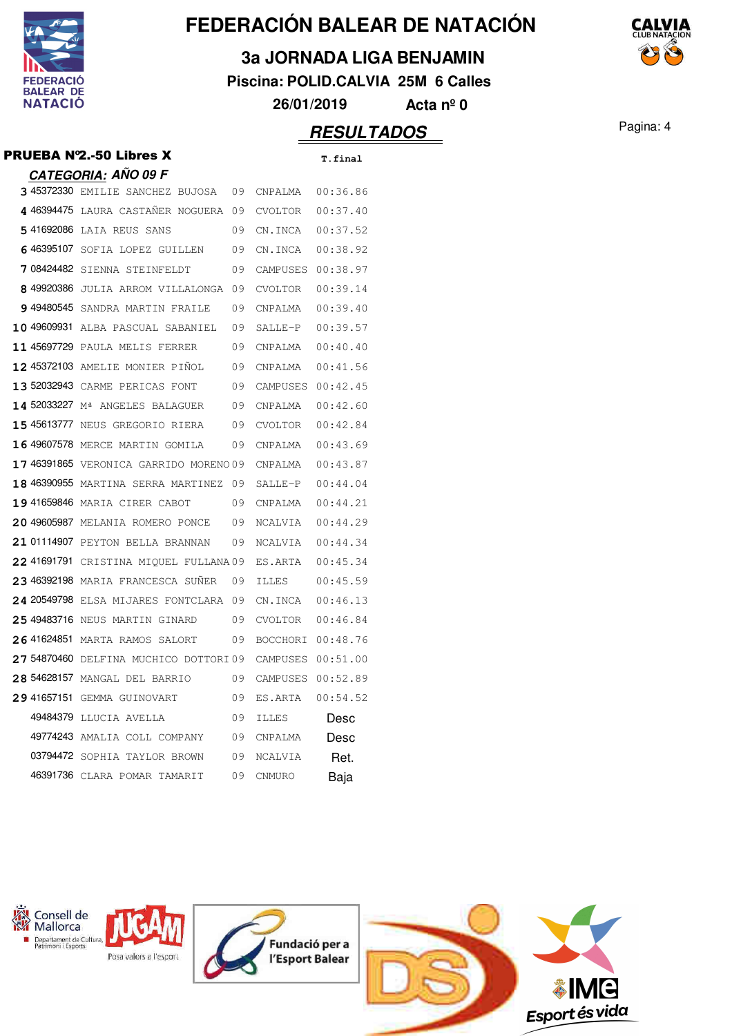# FEDERACIÓN BALEAR DE NATACIÓN

## 3a JORNADA LIGA BENJAMIN

**Piscina: POLID.CALVIA 25M 6 Calles**

**26/01/2019 Acta nº 0**

## *RESULTADOS*

### PRUEBA Nº2.-50 Libres X

***CATEGORIA: AÑO 09 F***

| Pos. | Licencia | Nombre | Año | Club | T.final |
|---|---|---|---|---|---|
| 3 | 45372330 | EMILIE SANCHEZ BUJOSA | 09 | CNPALMA | 00:36.86 |
| 4 | 46394475 | LAURA CASTAÑER NOGUERA | 09 | CVOLTOR | 00:37.40 |
| 5 | 41692086 | LAIA REUS SANS | 09 | CN.INCA | 00:37.52 |
| 6 | 46395107 | SOFIA LOPEZ GUILLEN | 09 | CN.INCA | 00:38.92 |
| 7 | 08424482 | SIENNA STEINFELDT | 09 | CAMPUSES | 00:38.97 |
| 8 | 49920386 | JULIA ARROM VILLALONGA | 09 | CVOLTOR | 00:39.14 |
| 9 | 49480545 | SANDRA MARTIN FRAILE | 09 | CNPALMA | 00:39.40 |
| 10 | 49609931 | ALBA PASCUAL SABANIEL | 09 | SALLE-P | 00:39.57 |
| 11 | 45697729 | PAULA MELIS FERRER | 09 | CNPALMA | 00:40.40 |
| 12 | 45372103 | AMELIE MONIER PIÑOL | 09 | CNPALMA | 00:41.56 |
| 13 | 52032943 | CARME PERICAS FONT | 09 | CAMPUSES | 00:42.45 |
| 14 | 52033227 | Mª ANGELES BALAGUER | 09 | CNPALMA | 00:42.60 |
| 15 | 45613777 | NEUS GREGORIO RIERA | 09 | CVOLTOR | 00:42.84 |
| 16 | 49607578 | MERCE MARTIN GOMILA | 09 | CNPALMA | 00:43.69 |
| 17 | 46391865 | VERONICA GARRIDO MORENO | 09 | CNPALMA | 00:43.87 |
| 18 | 46390955 | MARTINA SERRA MARTINEZ | 09 | SALLE-P | 00:44.04 |
| 19 | 41659846 | MARIA CIRER CABOT | 09 | CNPALMA | 00:44.21 |
| 20 | 49605987 | MELANIA ROMERO PONCE | 09 | NCALVIA | 00:44.29 |
| 21 | 01114907 | PEYTON BELLA BRANNAN | 09 | NCALVIA | 00:44.34 |
| 22 | 41691791 | CRISTINA MIQUEL FULLANA | 09 | ES.ARTA | 00:45.34 |
| 23 | 46392198 | MARIA FRANCESCA SUÑER | 09 | ILLES | 00:45.59 |
| 24 | 20549798 | ELSA MIJARES FONTCLARA | 09 | CN.INCA | 00:46.13 |
| 25 | 49483716 | NEUS MARTIN GINARD | 09 | CVOLTOR | 00:46.84 |
| 26 | 41624851 | MARTA RAMOS SALORT | 09 | BOCCHORI | 00:48.76 |
| 27 | 54870460 | DELFINA MUCHICO DOTTORI | 09 | CAMPUSES | 00:51.00 |
| 28 | 54628157 | MANGAL DEL BARRIO | 09 | CAMPUSES | 00:52.89 |
| 29 | 41657151 | GEMMA GUINOVART | 09 | ES.ARTA | 00:54.52 |
| | 49484379 | LLUCIA AVELLA | 09 | ILLES | Desc |
| | 49774243 | AMALIA COLL COMPANY | 09 | CNPALMA | Desc |
| | 03794472 | SOPHIA TAYLOR BROWN | 09 | NCALVIA | Ret. |
| | 46391736 | CLARA POMAR TAMARIT | 09 | CNMURO | Baja |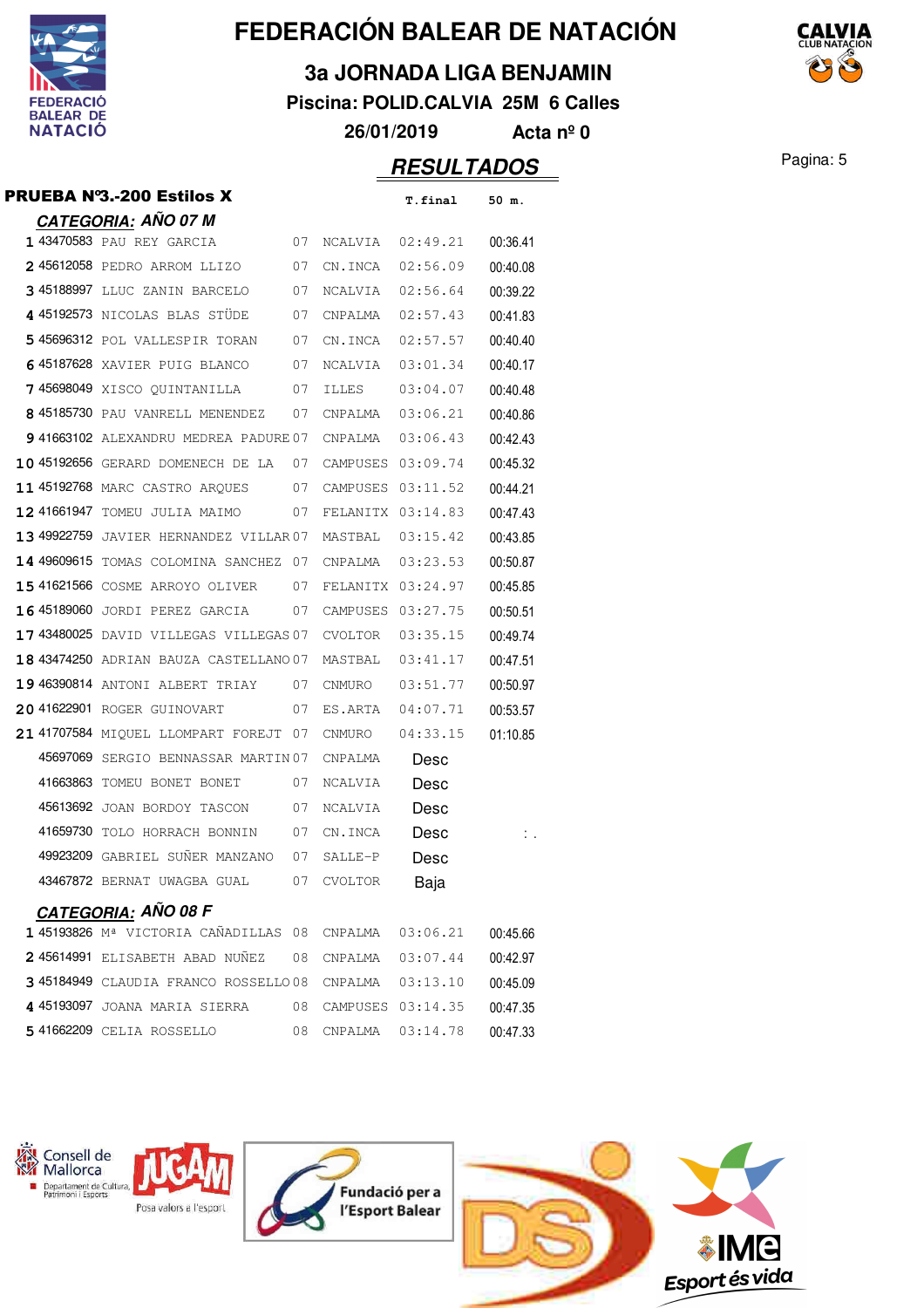# FEDERACIÓN BALEAR DE NATACIÓN

## 3a JORNADA LIGA BENJAMIN

**Piscina: POLID.CALVIA 25M 6 Calles**

**26/01/2019 Acta nº 0**

## RESULTADOS

### PRUEBA Nº3.-200 Estilos X

#### CATEGORIA: AÑO 07 M

| | Licencia | Nombre | Año | Club | T.final | 50 m. |
|---|---|---|---|---|---|---|
| 1 | 43470583 | PAU REY GARCIA | 07 | NCALVIA | 02:49.21 | 00:36.41 |
| 2 | 45612058 | PEDRO ARROM LLIZO | 07 | CN.INCA | 02:56.09 | 00:40.08 |
| 3 | 45188997 | LLUC ZANIN BARCELO | 07 | NCALVIA | 02:56.64 | 00:39.22 |
| 4 | 45192573 | NICOLAS BLAS STÜDE | 07 | CNPALMA | 02:57.43 | 00:41.83 |
| 5 | 45696312 | POL VALLESPIR TORAN | 07 | CN.INCA | 02:57.57 | 00:40.40 |
| 6 | 45187628 | XAVIER PUIG BLANCO | 07 | NCALVIA | 03:01.34 | 00:40.17 |
| 7 | 45698049 | XISCO QUINTANILLA | 07 | ILLES | 03:04.07 | 00:40.48 |
| 8 | 45185730 | PAU VANRELL MENENDEZ | 07 | CNPALMA | 03:06.21 | 00:40.86 |
| 9 | 41663102 | ALEXANDRU MEDREA PADURE | 07 | CNPALMA | 03:06.43 | 00:42.43 |
| 10 | 45192656 | GERARD DOMENECH DE LA | 07 | CAMPUSES | 03:09.74 | 00:45.32 |
| 11 | 45192768 | MARC CASTRO ARQUES | 07 | CAMPUSES | 03:11.52 | 00:44.21 |
| 12 | 41661947 | TOMEU JULIA MAIMO | 07 | FELANITX | 03:14.83 | 00:47.43 |
| 13 | 49922759 | JAVIER HERNANDEZ VILLAR | 07 | MASTBAL | 03:15.42 | 00:43.85 |
| 14 | 49609615 | TOMAS COLOMINA SANCHEZ | 07 | CNPALMA | 03:23.53 | 00:50.87 |
| 15 | 41621566 | COSME ARROYO OLIVER | 07 | FELANITX | 03:24.97 | 00:45.85 |
| 16 | 45189060 | JORDI PEREZ GARCIA | 07 | CAMPUSES | 03:27.75 | 00:50.51 |
| 17 | 43480025 | DAVID VILLEGAS VILLEGAS | 07 | CVOLTOR | 03:35.15 | 00:49.74 |
| 18 | 43474250 | ADRIAN BAUZA CASTELLANO | 07 | MASTBAL | 03:41.17 | 00:47.51 |
| 19 | 46390814 | ANTONI ALBERT TRIAY | 07 | CNMURO | 03:51.77 | 00:50.97 |
| 20 | 41622901 | ROGER GUINOVART | 07 | ES.ARTA | 04:07.71 | 00:53.57 |
| 21 | 41707584 | MIQUEL LLOMPART FOREJT | 07 | CNMURO | 04:33.15 | 01:10.85 |
| | 45697069 | SERGIO BENNASSAR MARTIN | 07 | CNPALMA | Desc | |
| | 41663863 | TOMEU BONET BONET | 07 | NCALVIA | Desc | |
| | 45613692 | JOAN BORDOY TASCON | 07 | NCALVIA | Desc | |
| | 41659730 | TOLO HORRACH BONNIN | 07 | CN.INCA | Desc | : . |
| | 49923209 | GABRIEL SUÑER MANZANO | 07 | SALLE-P | Desc | |
| | 43467872 | BERNAT UWAGBA GUAL | 07 | CVOLTOR | Baja | |

#### CATEGORIA: AÑO 08 F

| | Licencia | Nombre | Año | Club | T.final | 50 m. |
|---|---|---|---|---|---|---|
| 1 | 45193826 | Mª VICTORIA CAÑADILLAS | 08 | CNPALMA | 03:06.21 | 00:45.66 |
| 2 | 45614991 | ELISABETH ABAD NUÑEZ | 08 | CNPALMA | 03:07.44 | 00:42.97 |
| 3 | 45184949 | CLAUDIA FRANCO ROSSELLO | 08 | CNPALMA | 03:13.10 | 00:45.09 |
| 4 | 45193097 | JOANA MARIA SIERRA | 08 | CAMPUSES | 03:14.35 | 00:47.35 |
| 5 | 41662209 | CELIA ROSSELLO | 08 | CNPALMA | 03:14.78 | 00:47.33 |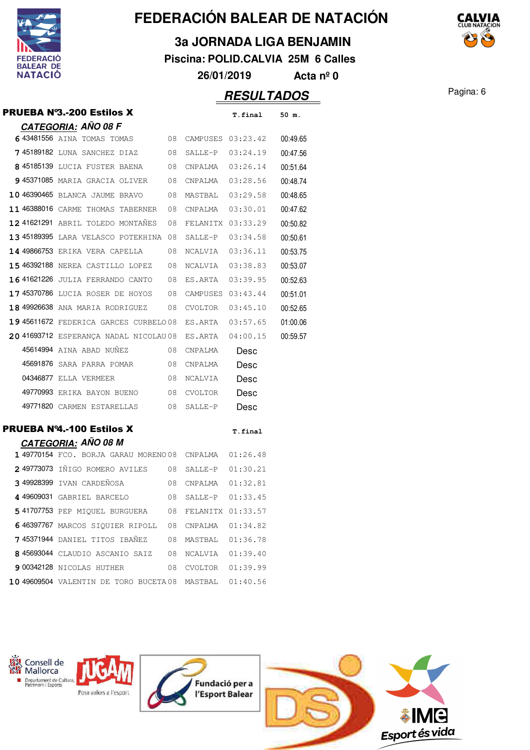# FEDERACIÓN BALEAR DE NATACIÓN

## 3a JORNADA LIGA BENJAMIN

**Piscina: POLID.CALVIA 25M 6 Calles**

**26/01/2019 Acta nº 0**

## RESULTADOS

### PRUEBA Nº3.-200 Estilos X

**CATEGORIA: AÑO 08 F**

| | Licencia | Nombre | Año | Club | T.final | 50 m. |
|---|---|---|---|---|---|---|
| 6 | 43481556 | AINA TOMAS TOMAS | 08 | CAMPUSES | 03:23.42 | 00:49.65 |
| 7 | 45189182 | LUNA SANCHEZ DIAZ | 08 | SALLE-P | 03:24.19 | 00:47.56 |
| 8 | 45185139 | LUCIA FUSTER BAENA | 08 | CNPALMA | 03:26.14 | 00:51.64 |
| 9 | 45371085 | MARIA GRACIA OLIVER | 08 | CNPALMA | 03:28.56 | 00:48.74 |
| 10 | 46390465 | BLANCA JAUME BRAVO | 08 | MASTBAL | 03:29.58 | 00:48.65 |
| 11 | 46388016 | CARME THOMAS TABERNER | 08 | CNPALMA | 03:30.01 | 00:47.62 |
| 12 | 41621291 | ABRIL TOLEDO MONTAÑES | 08 | FELANITX | 03:33.29 | 00:50.82 |
| 13 | 45189395 | LARA VELASCO POTEKHINA | 08 | SALLE-P | 03:34.58 | 00:50.61 |
| 14 | 49866753 | ERIKA VERA CAPELLA | 08 | NCALVIA | 03:36.11 | 00:53.75 |
| 15 | 46392188 | NEREA CASTILLO LOPEZ | 08 | NCALVIA | 03:38.83 | 00:53.07 |
| 16 | 41621226 | JULIA FERRANDO CANTO | 08 | ES.ARTA | 03:39.95 | 00:52.63 |
| 17 | 45370786 | LUCIA ROSER DE HOYOS | 08 | CAMPUSES | 03:43.44 | 00:51.01 |
| 18 | 49926638 | ANA MARIA RODRIGUEZ | 08 | CVOLTOR | 03:45.10 | 00:52.65 |
| 19 | 45611672 | FEDERICA GARCES CURBELO | 08 | ES.ARTA | 03:57.65 | 01:00.06 |
| 20 | 41693712 | ESPERANÇA NADAL NICOLAU | 08 | ES.ARTA | 04:00.15 | 00:59.57 |
| | 45614994 | AINA ABAD NUÑEZ | 08 | CNPALMA | Desc | |
| | 45691876 | SARA PARRA POMAR | 08 | CNPALMA | Desc | |
| | 04346877 | ELLA VERMEER | 08 | NCALVIA | Desc | |
| | 49770993 | ERIKA BAYON BUENO | 08 | CVOLTOR | Desc | |
| | 49771820 | CARMEN ESTARELLAS | 08 | SALLE-P | Desc | |

### PRUEBA Nº4.-100 Estilos X

**CATEGORIA: AÑO 08 M**

| | Licencia | Nombre | Año | Club | T.final |
|---|---|---|---|---|---|
| 1 | 49770154 | FCO. BORJA GARAU MORENO | 08 | CNPALMA | 01:26.48 |
| 2 | 49773073 | IÑIGO ROMERO AVILES | 08 | SALLE-P | 01:30.21 |
| 3 | 49928399 | IVAN CARDEÑOSA | 08 | CNPALMA | 01:32.81 |
| 4 | 49609031 | GABRIEL BARCELO | 08 | SALLE-P | 01:33.45 |
| 5 | 41707753 | PEP MIQUEL BURGUERA | 08 | FELANITX | 01:33.57 |
| 6 | 46397767 | MARCOS SIQUIER RIPOLL | 08 | CNPALMA | 01:34.82 |
| 7 | 45371944 | DANIEL TITOS IBAÑEZ | 08 | MASTBAL | 01:36.78 |
| 8 | 45693044 | CLAUDIO ASCANIO SAIZ | 08 | NCALVIA | 01:39.40 |
| 9 | 00342128 | NICOLAS HUTHER | 08 | CVOLTOR | 01:39.99 |
| 10 | 49609504 | VALENTIN DE TORO BUCETA | 08 | MASTBAL | 01:40.56 |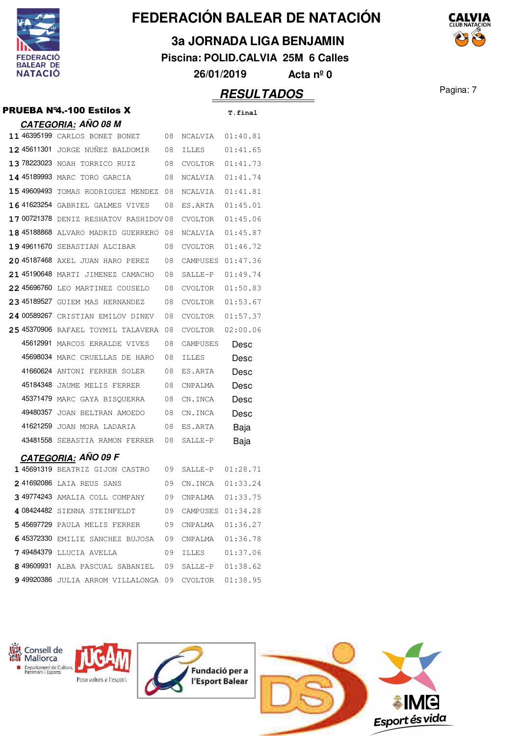# FEDERACIÓN BALEAR DE NATACIÓN

## 3a JORNADA LIGA BENJAMIN

**Piscina: POLID.CALVIA 25M 6 Calles**

**26/01/2019 Acta nº 0**

## *RESULTADOS*

### PRUEBA Nº4.-100 Estilos X

#### *CATEGORIA: AÑO 08 M*

| | Licencia | Nombre | Año | Club | T.final |
|---|---|---|---|---|---|
| 11 | 46395199 | CARLOS BONET BONET | 08 | NCALVIA | 01:40.81 |
| 12 | 45611301 | JORGE NUÑEZ BALDOMIR | 08 | ILLES | 01:41.65 |
| 13 | 78223023 | NOAH TORRICO RUIZ | 08 | CVOLTOR | 01:41.73 |
| 14 | 45189993 | MARC TORO GARCIA | 08 | NCALVIA | 01:41.74 |
| 15 | 49609493 | TOMAS RODRIGUEZ MENDEZ | 08 | NCALVIA | 01:41.81 |
| 16 | 41623254 | GABRIEL GALMES VIVES | 08 | ES.ARTA | 01:45.01 |
| 17 | 00721378 | DENIZ RESHATOV RASHIDOV | 08 | CVOLTOR | 01:45.06 |
| 18 | 45188868 | ALVARO MADRID GUERRERO | 08 | NCALVIA | 01:45.87 |
| 19 | 49611670 | SEBASTIAN ALCIBAR | 08 | CVOLTOR | 01:46.72 |
| 20 | 45187468 | AXEL JUAN HARO PEREZ | 08 | CAMPUSES | 01:47.36 |
| 21 | 45190648 | MARTI JIMENEZ CAMACHO | 08 | SALLE-P | 01:49.74 |
| 22 | 45696760 | LEO MARTINEZ COUSELO | 08 | CVOLTOR | 01:50.83 |
| 23 | 45189527 | GUIEM MAS HERNANDEZ | 08 | CVOLTOR | 01:53.67 |
| 24 | 00589267 | CRISTIAN EMILOV DINEV | 08 | CVOLTOR | 01:57.37 |
| 25 | 45370906 | RAFAEL TOYMIL TALAVERA | 08 | CVOLTOR | 02:00.06 |
| | 45612991 | MARCOS ERRALDE VIVES | 08 | CAMPUSES | Desc |
| | 45698034 | MARC CRUELLAS DE HARO | 08 | ILLES | Desc |
| | 41660624 | ANTONI FERRER SOLER | 08 | ES.ARTA | Desc |
| | 45184348 | JAUME MELIS FERRER | 08 | CNPALMA | Desc |
| | 45371479 | MARC GAYA BISQUERRA | 08 | CN.INCA | Desc |
| | 49480357 | JOAN BELTRAN AMOEDO | 08 | CN.INCA | Desc |
| | 41621259 | JOAN MORA LADARIA | 08 | ES.ARTA | Baja |
| | 43481558 | SEBASTIA RAMON FERRER | 08 | SALLE-P | Baja |

#### *CATEGORIA: AÑO 09 F*

| | Licencia | Nombre | Año | Club | T.final |
|---|---|---|---|---|---|
| 1 | 45691319 | BEATRIZ GIJON CASTRO | 09 | SALLE-P | 01:28.71 |
| 2 | 41692086 | LAIA REUS SANS | 09 | CN.INCA | 01:33.24 |
| 3 | 49774243 | AMALIA COLL COMPANY | 09 | CNPALMA | 01:33.75 |
| 4 | 08424482 | SIENNA STEINFELDT | 09 | CAMPUSES | 01:34.28 |
| 5 | 45697729 | PAULA MELIS FERRER | 09 | CNPALMA | 01:36.27 |
| 6 | 45372330 | EMILIE SANCHEZ BUJOSA | 09 | CNPALMA | 01:36.78 |
| 7 | 49484379 | LLUCIA AVELLA | 09 | ILLES | 01:37.06 |
| 8 | 49609931 | ALBA PASCUAL SABANIEL | 09 | SALLE-P | 01:38.62 |
| 9 | 49920386 | JULIA ARROM VILLALONGA | 09 | CVOLTOR | 01:38.95 |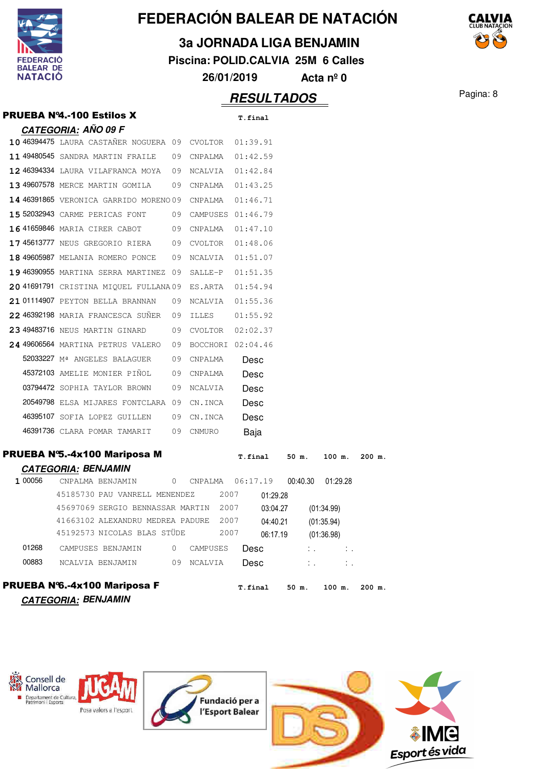# FEDERACIÓN BALEAR DE NATACIÓN

## 3a JORNADA LIGA BENJAMIN

**Piscina: POLID.CALVIA 25M 6 Calles**

**26/01/2019 Acta nº 0**

## RESULTADOS

### PRUEBA Nº4.-100 Estilos X

**CATEGORIA: AÑO 09 F**

| Pos | Licencia | Nombre | Año | Club | T.final |
|---|---|---|---|---|---|
| 10 | 46394475 | LAURA CASTAÑER NOGUERA | 09 | CVOLTOR | 01:39.91 |
| 11 | 49480545 | SANDRA MARTIN FRAILE | 09 | CNPALMA | 01:42.59 |
| 12 | 46394334 | LAURA VILAFRANCA MOYA | 09 | NCALVIA | 01:42.84 |
| 13 | 49607578 | MERCE MARTIN GOMILA | 09 | CNPALMA | 01:43.25 |
| 14 | 46391865 | VERONICA GARRIDO MORENO | 09 | CNPALMA | 01:46.71 |
| 15 | 52032943 | CARME PERICAS FONT | 09 | CAMPUSES | 01:46.79 |
| 16 | 41659846 | MARIA CIRER CABOT | 09 | CNPALMA | 01:47.10 |
| 17 | 45613777 | NEUS GREGORIO RIERA | 09 | CVOLTOR | 01:48.06 |
| 18 | 49605987 | MELANIA ROMERO PONCE | 09 | NCALVIA | 01:51.07 |
| 19 | 46390955 | MARTINA SERRA MARTINEZ | 09 | SALLE-P | 01:51.35 |
| 20 | 41691791 | CRISTINA MIQUEL FULLANA | 09 | ES.ARTA | 01:54.94 |
| 21 | 01114907 | PEYTON BELLA BRANNAN | 09 | NCALVIA | 01:55.36 |
| 22 | 46392198 | MARIA FRANCESCA SUÑER | 09 | ILLES | 01:55.92 |
| 23 | 49483716 | NEUS MARTIN GINARD | 09 | CVOLTOR | 02:02.37 |
| 24 | 49606564 | MARTINA PETRUS VALERO | 09 | BOCCHORI | 02:04.46 |
| | 52033227 | Mª ANGELES BALAGUER | 09 | CNPALMA | Desc |
| | 45372103 | AMELIE MONIER PIÑOL | 09 | CNPALMA | Desc |
| | 03794472 | SOPHIA TAYLOR BROWN | 09 | NCALVIA | Desc |
| | 20549798 | ELSA MIJARES FONTCLARA | 09 | CN.INCA | Desc |
| | 46395107 | SOFIA LOPEZ GUILLEN | 09 | CN.INCA | Desc |
| | 46391736 | CLARA POMAR TAMARIT | 09 | CNMURO | Baja |

### PRUEBA Nº5.-4x100 Mariposa M

**CATEGORIA: BENJAMIN**

| Pos | Licencia | Nombre | Año | Club | T.final | 50 m. | 100 m. | 200 m. |
|---|---|---|---|---|---|---|---|---|
| 1 | 00056 | CNPALMA BENJAMIN | 0 | CNPALMA | 06:17.19 | 00:40.30 | 01:29.28 | |
| | 45185730 | PAU VANRELL MENENDEZ | 2007 | | 01:29.28 | | | |
| | 45697069 | SERGIO BENNASSAR MARTIN | 2007 | | 03:04.27 | (01:34.99) | | |
| | 41663102 | ALEXANDRU MEDREA PADURE | 2007 | | 04:40.21 | (01:35.94) | | |
| | 45192573 | NICOLAS BLAS STÜDE | 2007 | | 06:17.19 | (01:36.98) | | |
| | 01268 | CAMPUSES BENJAMIN | 0 | CAMPUSES | Desc | :. | :. | |
| | 00883 | NCALVIA BENJAMIN | 09 | NCALVIA | Desc | :. | :. | |

### PRUEBA Nº6.-4x100 Mariposa F

| T.final | 50 m. | 100 m. | 200 m. |
|---|---|---|---|

**CATEGORIA: BENJAMIN**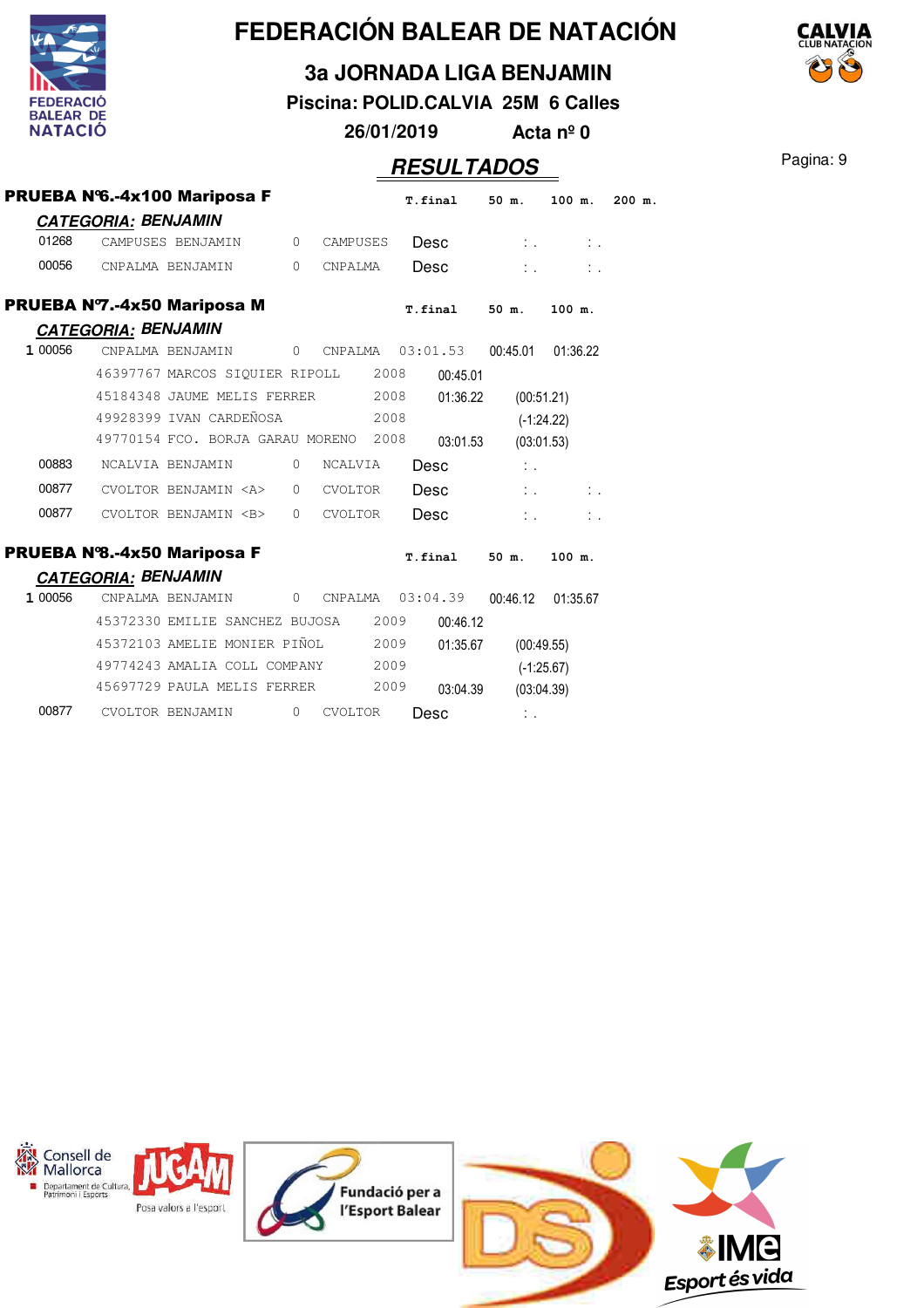# FEDERACIÓN BALEAR DE NATACIÓN

## 3a JORNADA LIGA BENJAMIN

**Piscina: POLID.CALVIA 25M 6 Calles**

**26/01/2019 Acta nº 0**

## *RESULTADOS*

### PRUEBA Nº6.-4x100 Mariposa F

| | | | | T.final | 50 m. | 100 m. | 200 m. |
|---|---|---|---|---|---|---|---|
| ***CATEGORIA:*** ***BENJAMIN*** | | | | | | | |
| 01268 | CAMPUSES BENJAMIN | 0 | CAMPUSES | Desc | : . | : . | |
| 00056 | CNPALMA BENJAMIN | 0 | CNPALMA | Desc | : . | : . | |

### PRUEBA Nº7.-4x50 Mariposa M

| | | | | T.final | 50 m. | 100 m. |
|---|---|---|---|---|---|---|
| ***CATEGORIA:*** ***BENJAMIN*** | | | | | | |
| 1 00056 | CNPALMA BENJAMIN | 0 | CNPALMA | 03:01.53 | 00:45.01 | 01:36.22 |
| | 46397767 MARCOS SIQUIER RIPOLL | 2008 | | 00:45.01 | | |
| | 45184348 JAUME MELIS FERRER | 2008 | | 01:36.22 | (00:51.21) | |
| | 49928399 IVAN CARDEÑOSA | 2008 | | | (-1:24.22) | |
| | 49770154 FCO. BORJA GARAU MORENO | 2008 | | 03:01.53 | (03:01.53) | |
| 00883 | NCALVIA BENJAMIN | 0 | NCALVIA | Desc | : . | |
| 00877 | CVOLTOR BENJAMIN <A> | 0 | CVOLTOR | Desc | : . | : . |
| 00877 | CVOLTOR BENJAMIN <B> | 0 | CVOLTOR | Desc | : . | : . |

### PRUEBA Nº8.-4x50 Mariposa F

| | | | | T.final | 50 m. | 100 m. |
|---|---|---|---|---|---|---|
| ***CATEGORIA:*** ***BENJAMIN*** | | | | | | |
| 1 00056 | CNPALMA BENJAMIN | 0 | CNPALMA | 03:04.39 | 00:46.12 | 01:35.67 |
| | 45372330 EMILIE SANCHEZ BUJOSA | 2009 | | 00:46.12 | | |
| | 45372103 AMELIE MONIER PIÑOL | 2009 | | 01:35.67 | (00:49.55) | |
| | 49774243 AMALIA COLL COMPANY | 2009 | | | (-1:25.67) | |
| | 45697729 PAULA MELIS FERRER | 2009 | | 03:04.39 | (03:04.39) | |
| 00877 | CVOLTOR BENJAMIN | 0 | CVOLTOR | Desc | : . | |